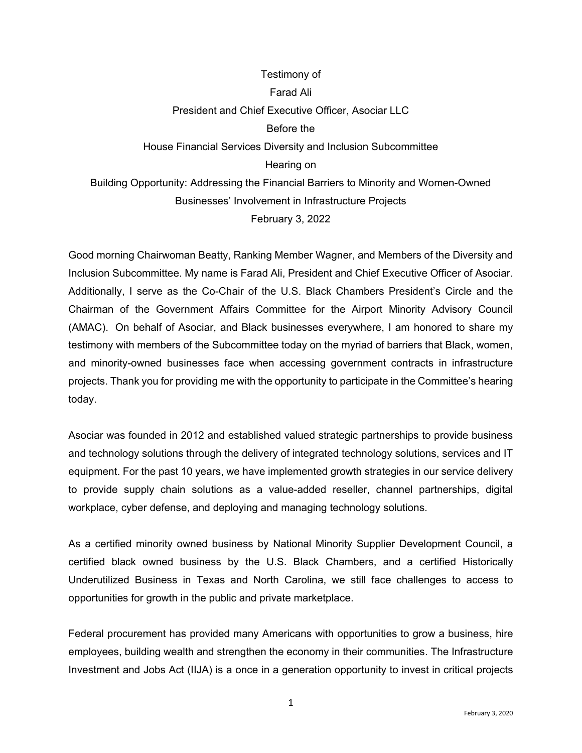Testimony of

Farad Ali

President and Chief Executive Officer, Asociar LLC

Before the

House Financial Services Diversity and Inclusion Subcommittee

Hearing on

Building Opportunity: Addressing the Financial Barriers to Minority and Women-Owned Businesses' Involvement in Infrastructure Projects

February 3, 2022

Good morning Chairwoman Beatty, Ranking Member Wagner, and Members of the Diversity and Inclusion Subcommittee. My name is Farad Ali, President and Chief Executive Officer of Asociar. Additionally, I serve as the Co-Chair of the U.S. Black Chambers President's Circle and the Chairman of the Government Affairs Committee for the Airport Minority Advisory Council (AMAC). On behalf of Asociar, and Black businesses everywhere, I am honored to share my testimony with members of the Subcommittee today on the myriad of barriers that Black, women, and minority-owned businesses face when accessing government contracts in infrastructure projects. Thank you for providing me with the opportunity to participate in the Committee's hearing today.

Asociar was founded in 2012 and established valued strategic partnerships to provide business and technology solutions through the delivery of integrated technology solutions, services and IT equipment. For the past 10 years, we have implemented growth strategies in our service delivery to provide supply chain solutions as a value-added reseller, channel partnerships, digital workplace, cyber defense, and deploying and managing technology solutions.

As a certified minority owned business by National Minority Supplier Development Council, a certified black owned business by the U.S. Black Chambers, and a certified Historically Underutilized Business in Texas and North Carolina, we still face challenges to access to opportunities for growth in the public and private marketplace.

Federal procurement has provided many Americans with opportunities to grow a business, hire employees, building wealth and strengthen the economy in their communities. The Infrastructure Investment and Jobs Act (IIJA) is a once in a generation opportunity to invest in critical projects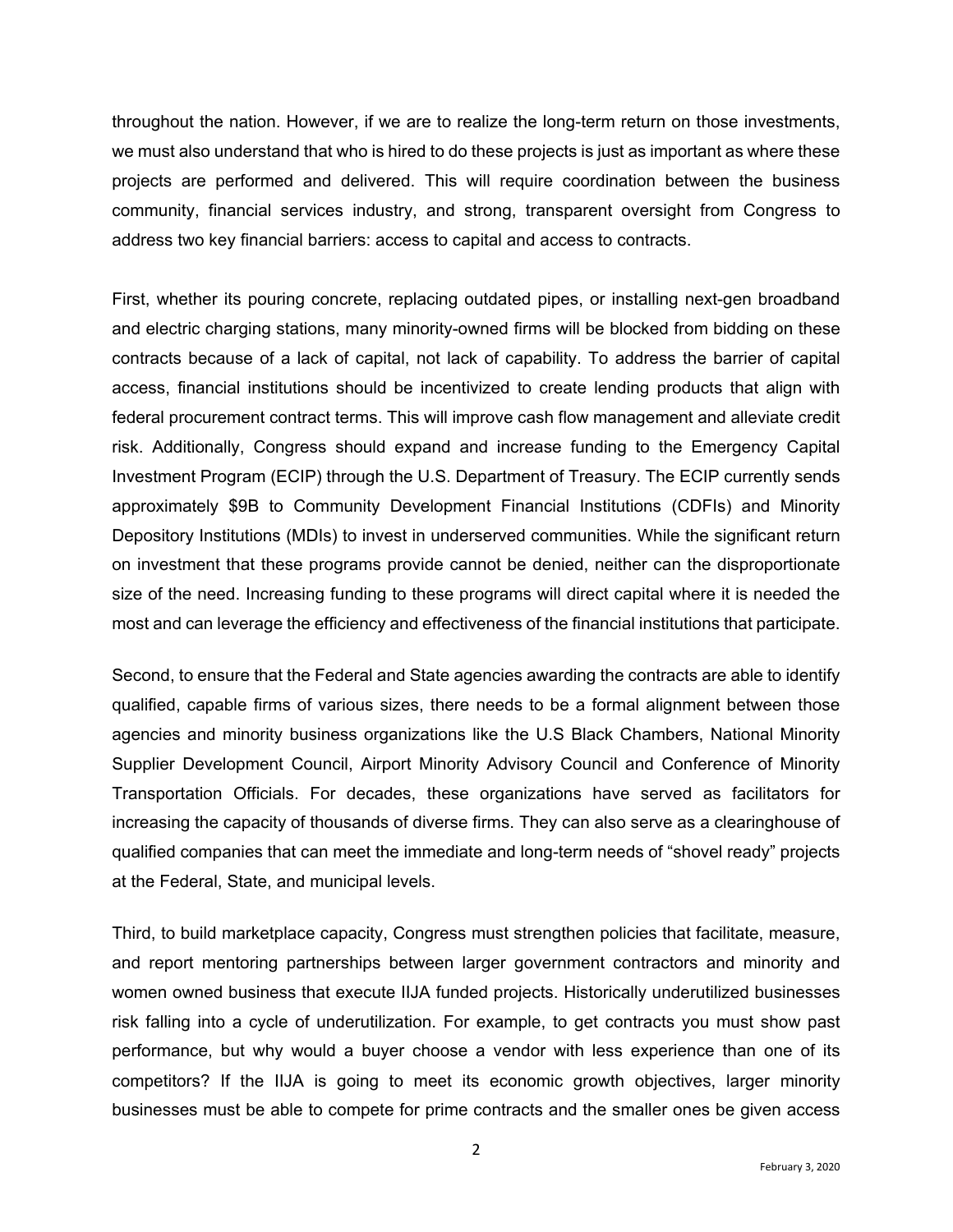throughout the nation. However, if we are to realize the long-term return on those investments, we must also understand that who is hired to do these projects is just as important as where these projects are performed and delivered. This will require coordination between the business community, financial services industry, and strong, transparent oversight from Congress to address two key financial barriers: access to capital and access to contracts.

First, whether its pouring concrete, replacing outdated pipes, or installing next-gen broadband and electric charging stations, many minority-owned firms will be blocked from bidding on these contracts because of a lack of capital, not lack of capability. To address the barrier of capital access, financial institutions should be incentivized to create lending products that align with federal procurement contract terms. This will improve cash flow management and alleviate credit risk. Additionally, Congress should expand and increase funding to the Emergency Capital Investment Program (ECIP) through the U.S. Department of Treasury. The ECIP currently sends approximately $9B to Community Development Financial Institutions (CDFIs) and Minority Depository Institutions (MDIs) to invest in underserved communities. While the significant return on investment that these programs provide cannot be denied, neither can the disproportionate size of the need. Increasing funding to these programs will direct capital where it is needed the most and can leverage the efficiency and effectiveness of the financial institutions that participate.

Second, to ensure that the Federal and State agencies awarding the contracts are able to identify qualified, capable firms of various sizes, there needs to be a formal alignment between those agencies and minority business organizations like the U.S Black Chambers, National Minority Supplier Development Council, Airport Minority Advisory Council and Conference of Minority Transportation Officials. For decades, these organizations have served as facilitators for increasing the capacity of thousands of diverse firms. They can also serve as a clearinghouse of qualified companies that can meet the immediate and long-term needs of "shovel ready" projects at the Federal, State, and municipal levels.

Third, to build marketplace capacity, Congress must strengthen policies that facilitate, measure, and report mentoring partnerships between larger government contractors and minority and women owned business that execute IIJA funded projects. Historically underutilized businesses risk falling into a cycle of underutilization. For example, to get contracts you must show past performance, but why would a buyer choose a vendor with less experience than one of its competitors? If the IIJA is going to meet its economic growth objectives, larger minority businesses must be able to compete for prime contracts and the smaller ones be given access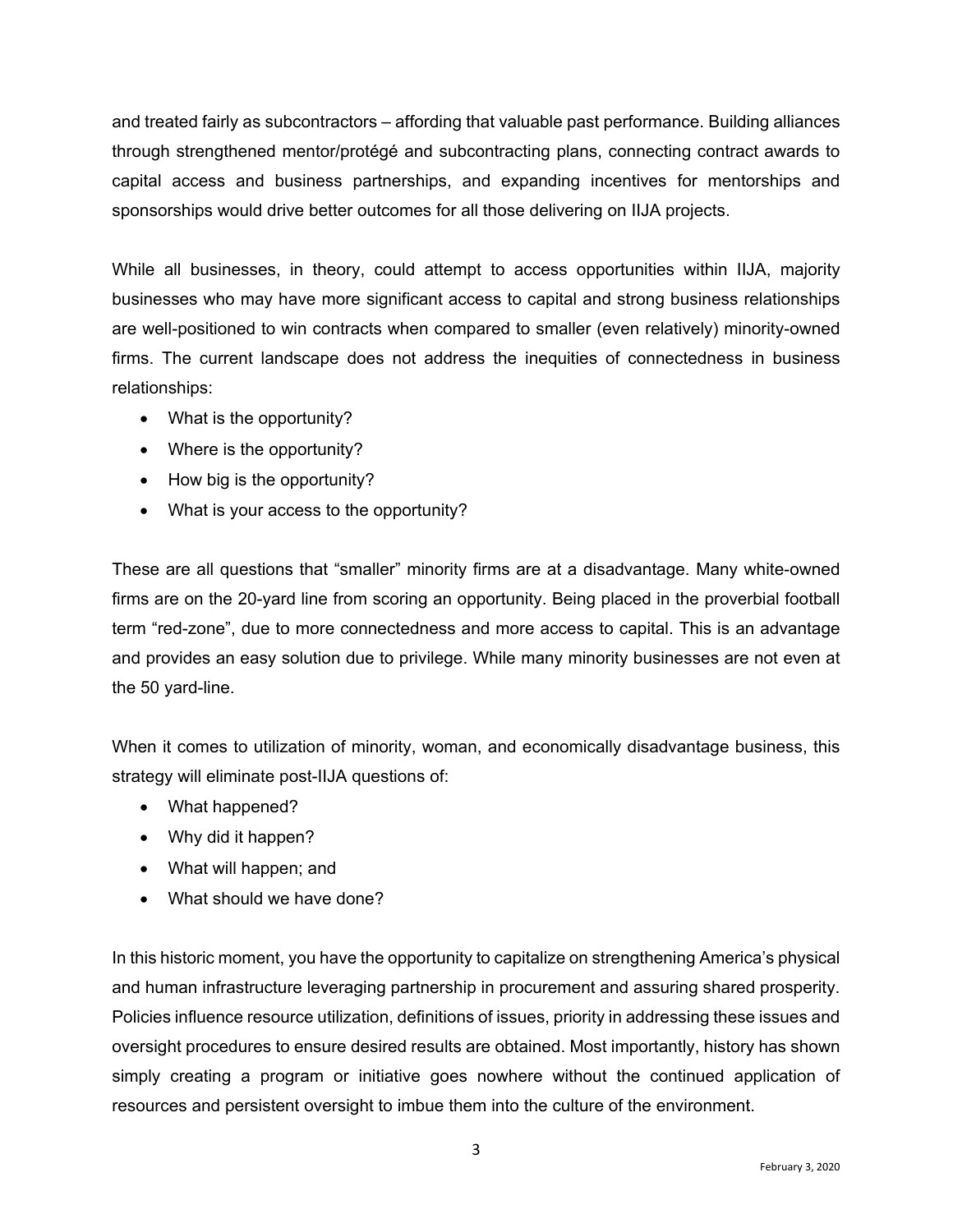and treated fairly as subcontractors – affording that valuable past performance. Building alliances through strengthened mentor/protégé and subcontracting plans, connecting contract awards to capital access and business partnerships, and expanding incentives for mentorships and sponsorships would drive better outcomes for all those delivering on IIJA projects.

While all businesses, in theory, could attempt to access opportunities within IIJA, majority businesses who may have more significant access to capital and strong business relationships are well-positioned to win contracts when compared to smaller (even relatively) minority-owned firms. The current landscape does not address the inequities of connectedness in business relationships:

- What is the opportunity?
- Where is the opportunity?
- How big is the opportunity?
- What is your access to the opportunity?

These are all questions that "smaller" minority firms are at a disadvantage. Many white-owned firms are on the 20-yard line from scoring an opportunity. Being placed in the proverbial football term "red-zone", due to more connectedness and more access to capital. This is an advantage and provides an easy solution due to privilege. While many minority businesses are not even at the 50 yard-line.

When it comes to utilization of minority, woman, and economically disadvantage business, this strategy will eliminate post-IIJA questions of:

- What happened?
- Why did it happen?
- What will happen; and
- What should we have done?

In this historic moment, you have the opportunity to capitalize on strengthening America's physical and human infrastructure leveraging partnership in procurement and assuring shared prosperity. Policies influence resource utilization, definitions of issues, priority in addressing these issues and oversight procedures to ensure desired results are obtained. Most importantly, history has shown simply creating a program or initiative goes nowhere without the continued application of resources and persistent oversight to imbue them into the culture of the environment.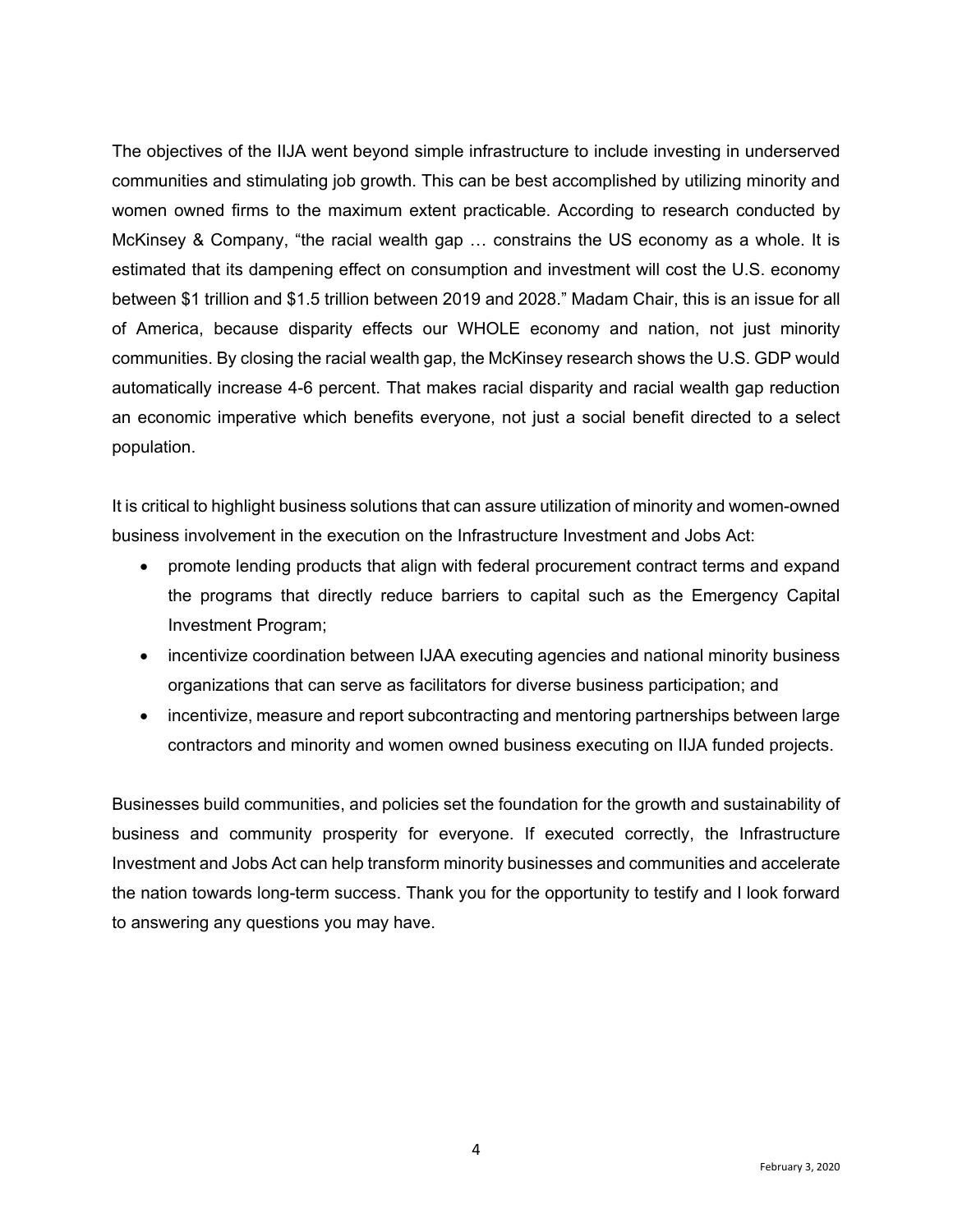The objectives of the IIJA went beyond simple infrastructure to include investing in underserved communities and stimulating job growth. This can be best accomplished by utilizing minority and women owned firms to the maximum extent practicable. According to research conducted by McKinsey & Company, "the racial wealth gap … constrains the US economy as a whole. It is estimated that its dampening effect on consumption and investment will cost the U.S. economy between $1 trillion and $1.5 trillion between 2019 and 2028." Madam Chair, this is an issue for all of America, because disparity effects our WHOLE economy and nation, not just minority communities. By closing the racial wealth gap, the McKinsey research shows the U.S. GDP would automatically increase 4-6 percent. That makes racial disparity and racial wealth gap reduction an economic imperative which benefits everyone, not just a social benefit directed to a select population.

It is critical to highlight business solutions that can assure utilization of minority and women-owned business involvement in the execution on the Infrastructure Investment and Jobs Act:

- promote lending products that align with federal procurement contract terms and expand the programs that directly reduce barriers to capital such as the Emergency Capital Investment Program;
- incentivize coordination between IJAA executing agencies and national minority business organizations that can serve as facilitators for diverse business participation; and
- incentivize, measure and report subcontracting and mentoring partnerships between large contractors and minority and women owned business executing on IIJA funded projects.

Businesses build communities, and policies set the foundation for the growth and sustainability of business and community prosperity for everyone. If executed correctly, the Infrastructure Investment and Jobs Act can help transform minority businesses and communities and accelerate the nation towards long-term success. Thank you for the opportunity to testify and I look forward to answering any questions you may have.